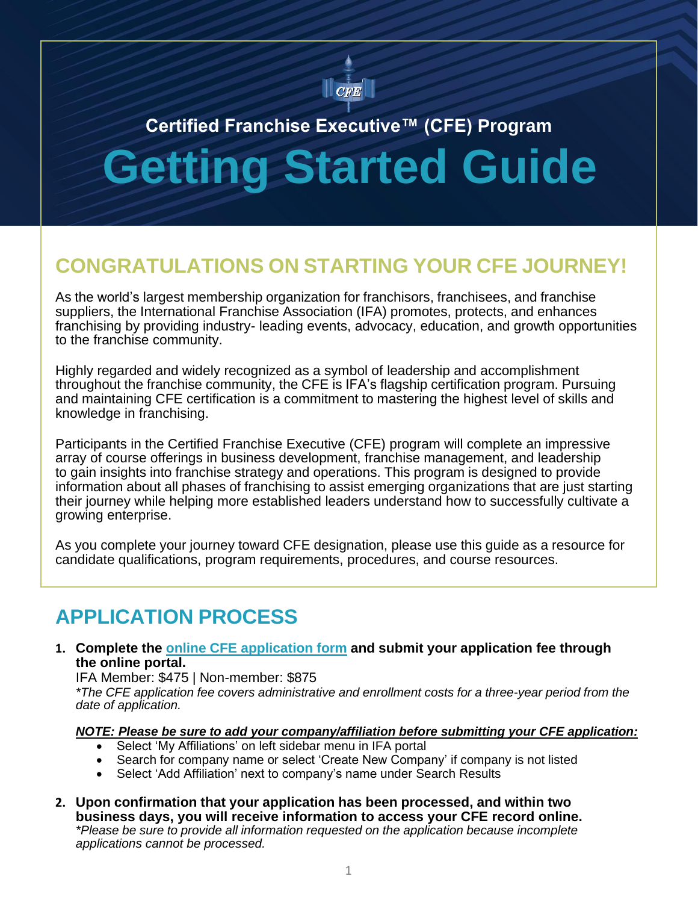Certified Franchise Executive™ (CFE) Program

# Getting Started Guide

## CONGRATULATIONS ON STARTING YOUR CFE JOURNEY!

As the world's largest membership organization for franchisors, franchisees, and franchise suppliers, the International Franchise Association (IFA) promotes, protects, and enhances franchising by providing industry- leading events, advocacy, education, and growth opportunities to the franchise community.

Highly regarded and widely recognized as a symbol of leadership and accomplishment throughout the franchise community, the CFE is IFA's flagship certification program. Pursuing and maintaining CFE certification is a commitment to mastering the highest level of skills and knowledge in franchising.

Participants in the Certified Franchise Executive (CFE) program will complete an impressive array of course offerings in business development, franchise management, and leadership to gain insights into franchise strategy and operations. This program is designed to provide information about all phases of franchising to assist emerging organizations that are just starting their journey while helping more established leaders understand how to successfully cultivate a growing enterprise.

As you complete your journey toward CFE designation, please use this guide as a resource for candidate qualifications, program requirements, procedures, and course resources.

## APPLICATION PROCESS

1. **Complete the online CFE application form and submit your application fee through the online portal.**
   IFA Member: $475 | Non-member: $875
   *\*The CFE application fee covers administrative and enrollment costs for a three-year period from the date of application.*

   ***NOTE: Please be sure to add your company/affiliation before submitting your CFE application:***
   - Select 'My Affiliations' on left sidebar menu in IFA portal
   - Search for company name or select 'Create New Company' if company is not listed
   - Select 'Add Affiliation' next to company's name under Search Results

2. **Upon confirmation that your application has been processed, and within two business days, you will receive information to access your CFE record online.**
   *\*Please be sure to provide all information requested on the application because incomplete applications cannot be processed.*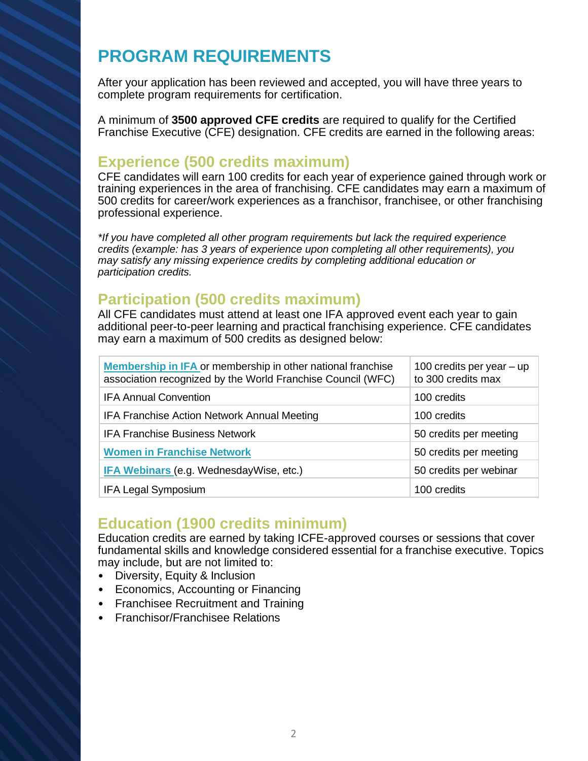# PROGRAM REQUIREMENTS

After your application has been reviewed and accepted, you will have three years to complete program requirements for certification.

A minimum of **3500 approved CFE credits** are required to qualify for the Certified Franchise Executive (CFE) designation. CFE credits are earned in the following areas:

## Experience (500 credits maximum)

CFE candidates will earn 100 credits for each year of experience gained through work or training experiences in the area of franchising. CFE candidates may earn a maximum of 500 credits for career/work experiences as a franchisor, franchisee, or other franchising professional experience.

*\*If you have completed all other program requirements but lack the required experience credits (example: has 3 years of experience upon completing all other requirements), you may satisfy any missing experience credits by completing additional education or participation credits.*

## Participation (500 credits maximum)

All CFE candidates must attend at least one IFA approved event each year to gain additional peer-to-peer learning and practical franchising experience. CFE candidates may earn a maximum of 500 credits as designed below:

| | |
|---|---|
| **Membership in IFA** or membership in other national franchise association recognized by the World Franchise Council (WFC) | 100 credits per year – up to 300 credits max |
| IFA Annual Convention | 100 credits |
| IFA Franchise Action Network Annual Meeting | 100 credits |
| IFA Franchise Business Network | 50 credits per meeting |
| **Women in Franchise Network** | 50 credits per meeting |
| **IFA Webinars** (e.g. WednesdayWise, etc.) | 50 credits per webinar |
| IFA Legal Symposium | 100 credits |

## Education (1900 credits minimum)

Education credits are earned by taking ICFE-approved courses or sessions that cover fundamental skills and knowledge considered essential for a franchise executive. Topics may include, but are not limited to:

- Diversity, Equity & Inclusion
- Economics, Accounting or Financing
- Franchisee Recruitment and Training
- Franchisor/Franchisee Relations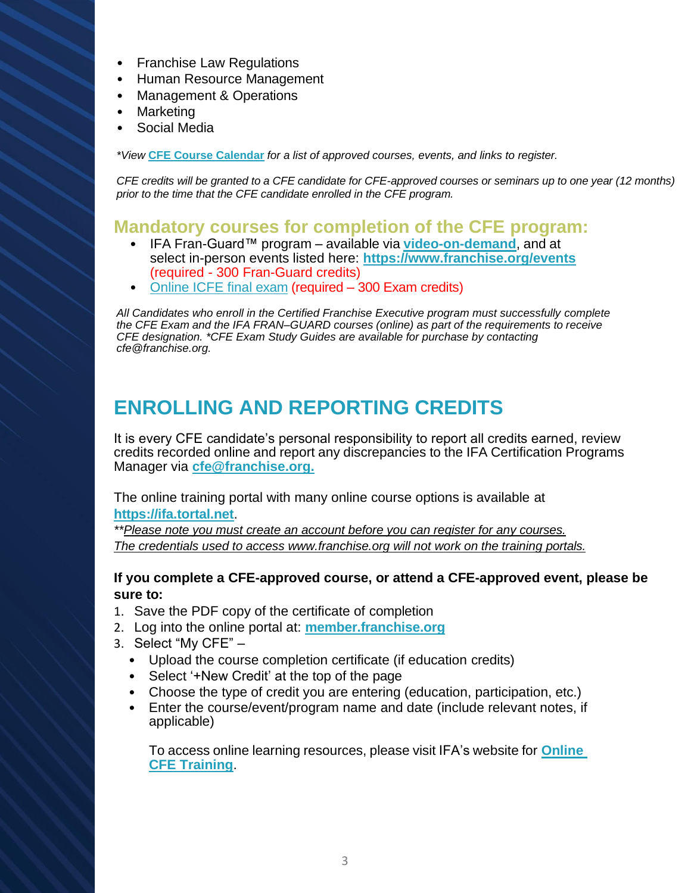- Franchise Law Regulations
- Human Resource Management
- Management & Operations
- Marketing
- Social Media

*\*View **CFE Course Calendar** for a list of approved courses, events, and links to register.*

*CFE credits will be granted to a CFE candidate for CFE-approved courses or seminars up to one year (12 months) prior to the time that the CFE candidate enrolled in the CFE program.*

## Mandatory courses for completion of the CFE program:

- IFA Fran-Guard™ program – available via **video-on-demand**, and at select in-person events listed here: **https://www.franchise.org/events** (required - 300 Fran-Guard credits)
- Online ICFE final exam (required – 300 Exam credits)

*All Candidates who enroll in the Certified Franchise Executive program must successfully complete the CFE Exam and the IFA FRAN–GUARD courses (online) as part of the requirements to receive CFE designation. \*CFE Exam Study Guides are available for purchase by contacting cfe@franchise.org.*

# ENROLLING AND REPORTING CREDITS

It is every CFE candidate's personal responsibility to report all credits earned, review credits recorded online and report any discrepancies to the IFA Certification Programs Manager via **cfe@franchise.org.**

The online training portal with many online course options is available at **https://ifa.tortal.net**.

*\*\*Please note you must create an account before you can register for any courses. The credentials used to access www.franchise.org will not work on the training portals.*

**If you complete a CFE-approved course, or attend a CFE-approved event, please be sure to:**

1. Save the PDF copy of the certificate of completion
2. Log into the online portal at: **member.franchise.org**
3. Select "My CFE" –
   - Upload the course completion certificate (if education credits)
   - Select '+New Credit' at the top of the page
   - Choose the type of credit you are entering (education, participation, etc.)
   - Enter the course/event/program name and date (include relevant notes, if applicable)

   To access online learning resources, please visit IFA's website for **Online CFE Training**.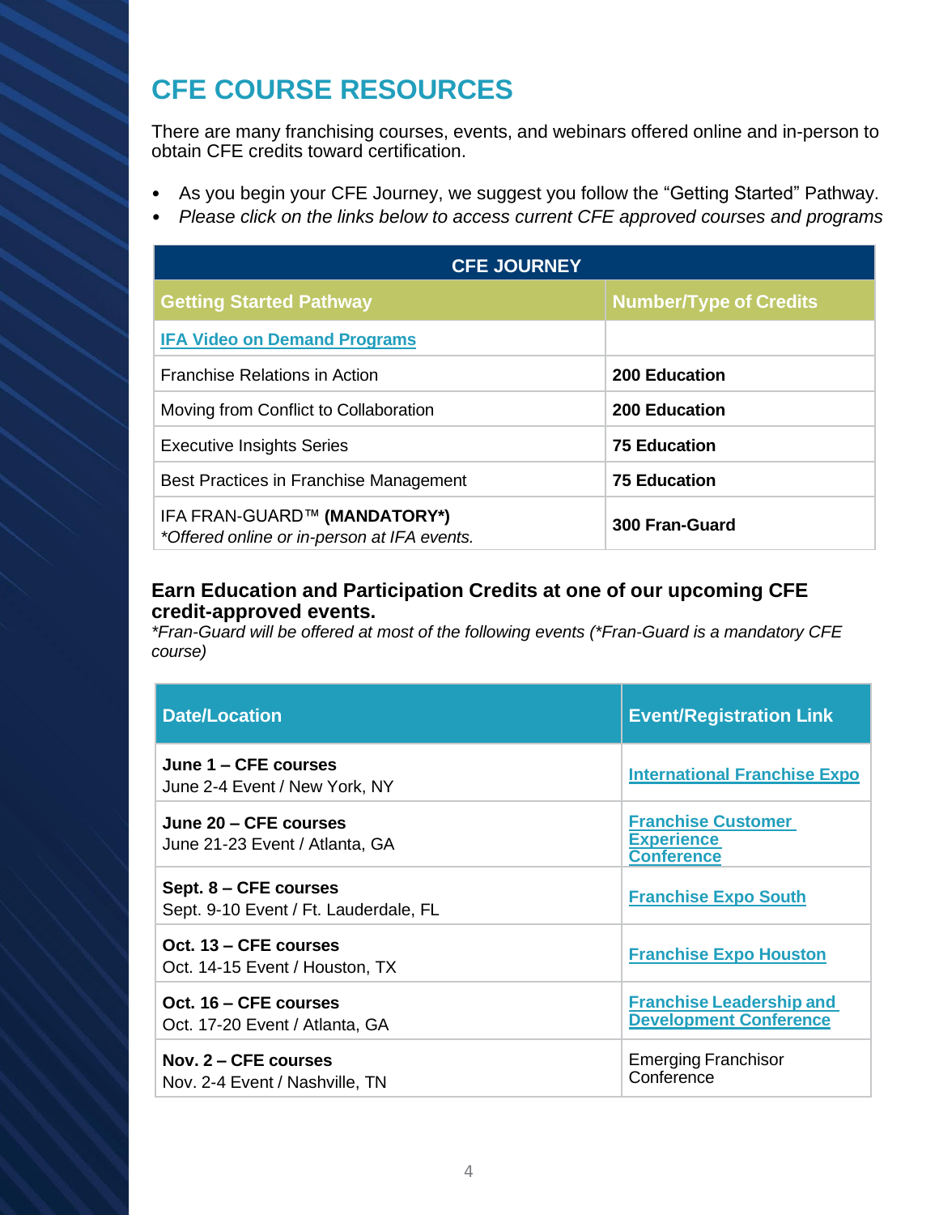# CFE COURSE RESOURCES

There are many franchising courses, events, and webinars offered online and in-person to obtain CFE credits toward certification.

- As you begin your CFE Journey, we suggest you follow the "Getting Started" Pathway.
- *Please click on the links below to access current CFE approved courses and programs*

| CFE JOURNEY | |
|---|---|
| **Getting Started Pathway** | **Number/Type of Credits** |
| **IFA Video on Demand Programs** | |
| Franchise Relations in Action | **200 Education** |
| Moving from Conflict to Collaboration | **200 Education** |
| Executive Insights Series | **75 Education** |
| Best Practices in Franchise Management | **75 Education** |
| IFA FRAN-GUARD™ **(MANDATORY*)** *\*Offered online or in-person at IFA events.* | **300 Fran-Guard** |

### Earn Education and Participation Credits at one of our upcoming CFE credit-approved events.

*\*Fran-Guard will be offered at most of the following events (\*Fran-Guard is a mandatory CFE course)*

| Date/Location | Event/Registration Link |
|---|---|
| **June 1 – CFE courses** June 2-4 Event / New York, NY | **International Franchise Expo** |
| **June 20 – CFE courses** June 21-23 Event / Atlanta, GA | **Franchise Customer Experience Conference** |
| **Sept. 8 – CFE courses** Sept. 9-10 Event / Ft. Lauderdale, FL | **Franchise Expo South** |
| **Oct. 13 – CFE courses** Oct. 14-15 Event / Houston, TX | **Franchise Expo Houston** |
| **Oct. 16 – CFE courses** Oct. 17-20 Event / Atlanta, GA | **Franchise Leadership and Development Conference** |
| **Nov. 2 – CFE courses** Nov. 2-4 Event / Nashville, TN | Emerging Franchisor Conference |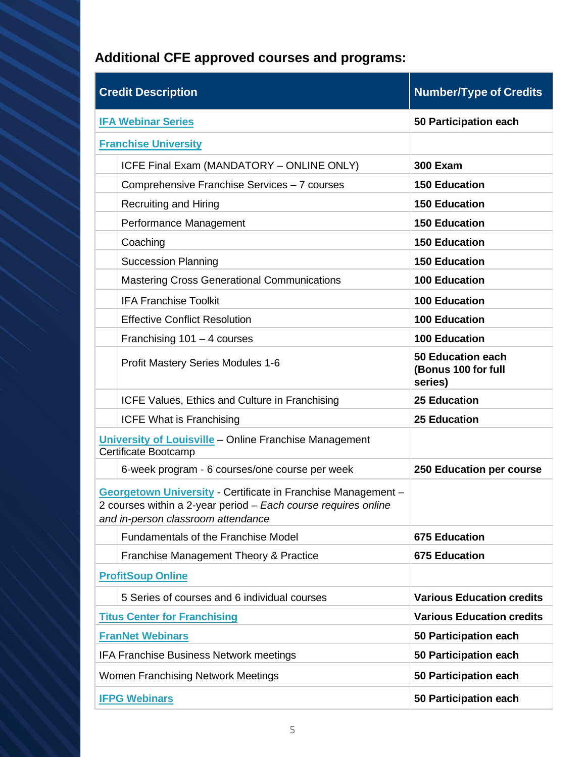## Additional CFE approved courses and programs:

| Credit Description | Number/Type of Credits |
|---|---|
| IFA Webinar Series | **50 Participation each** |
| Franchise University | |
| ICFE Final Exam (MANDATORY – ONLINE ONLY) | **300 Exam** |
| Comprehensive Franchise Services – 7 courses | **150 Education** |
| Recruiting and Hiring | **150 Education** |
| Performance Management | **150 Education** |
| Coaching | **150 Education** |
| Succession Planning | **150 Education** |
| Mastering Cross Generational Communications | **100 Education** |
| IFA Franchise Toolkit | **100 Education** |
| Effective Conflict Resolution | **100 Education** |
| Franchising 101 – 4 courses | **100 Education** |
| Profit Mastery Series Modules 1-6 | **50 Education each (Bonus 100 for full series)** |
| ICFE Values, Ethics and Culture in Franchising | **25 Education** |
| ICFE What is Franchising | **25 Education** |
| University of Louisville – Online Franchise Management Certificate Bootcamp | |
| 6-week program - 6 courses/one course per week | **250 Education per course** |
| Georgetown University - Certificate in Franchise Management – 2 courses within a 2-year period – *Each course requires online and in-person classroom attendance* | |
| Fundamentals of the Franchise Model | **675 Education** |
| Franchise Management Theory & Practice | **675 Education** |
| ProfitSoup Online | |
| 5 Series of courses and 6 individual courses | **Various Education credits** |
| Titus Center for Franchising | **Various Education credits** |
| FranNet Webinars | **50 Participation each** |
| IFA Franchise Business Network meetings | **50 Participation each** |
| Women Franchising Network Meetings | **50 Participation each** |
| IFPG Webinars | **50 Participation each** |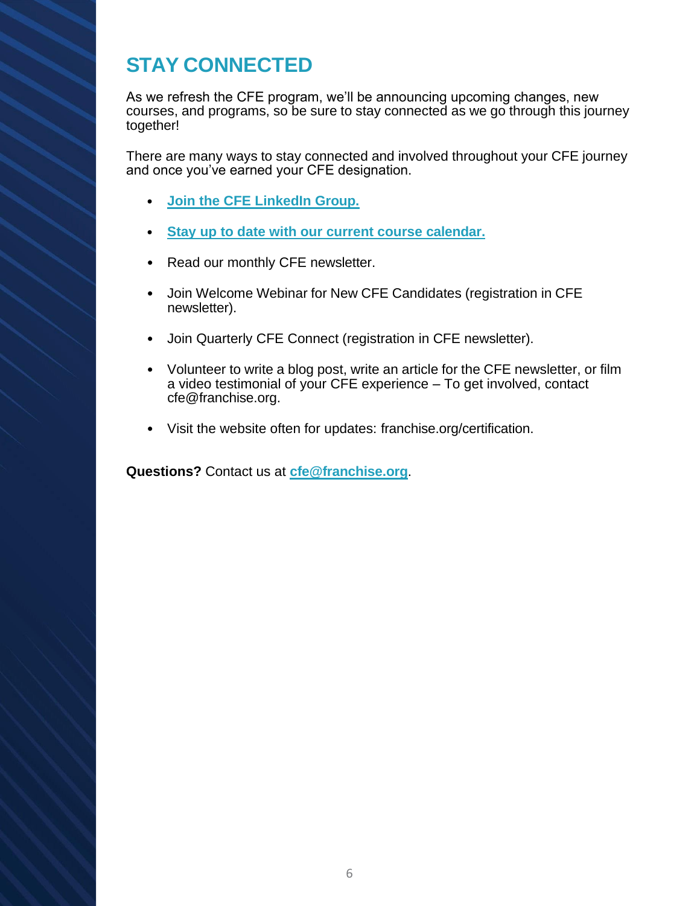## STAY CONNECTED

As we refresh the CFE program, we'll be announcing upcoming changes, new courses, and programs, so be sure to stay connected as we go through this journey together!

There are many ways to stay connected and involved throughout your CFE journey and once you've earned your CFE designation.

- **Join the CFE LinkedIn Group.**
- **Stay up to date with our current course calendar.**
- Read our monthly CFE newsletter.
- Join Welcome Webinar for New CFE Candidates (registration in CFE newsletter).
- Join Quarterly CFE Connect (registration in CFE newsletter).
- Volunteer to write a blog post, write an article for the CFE newsletter, or film a video testimonial of your CFE experience – To get involved, contact cfe@franchise.org.
- Visit the website often for updates: franchise.org/certification.

**Questions?** Contact us at **cfe@franchise.org**.